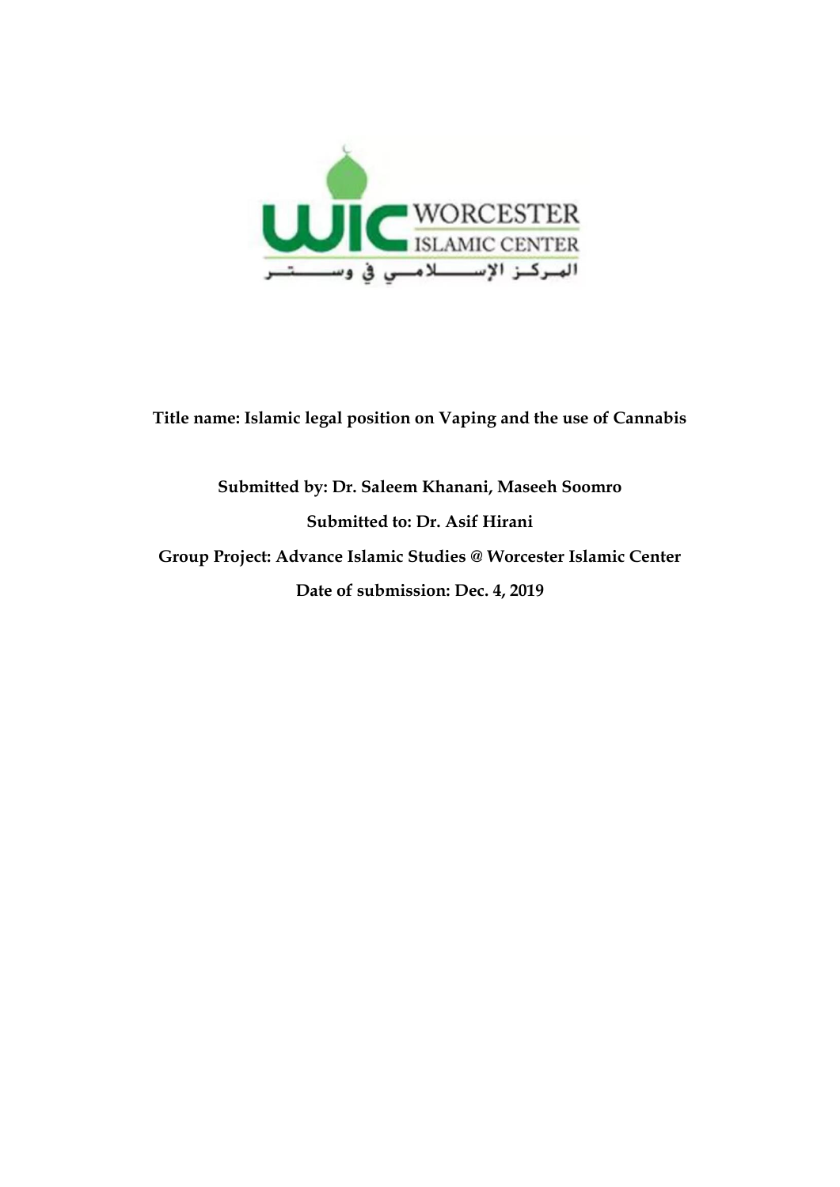WORCESTER ISLAMIC CENTER

المركز الإسلامي في وستر

**Title name: Islamic legal position on Vaping and the use of Cannabis**

**Submitted by: Dr. Saleem Khanani, Maseeh Soomro**

**Submitted to: Dr. Asif Hirani**

**Group Project: Advance Islamic Studies @ Worcester Islamic Center**

**Date of submission: Dec. 4, 2019**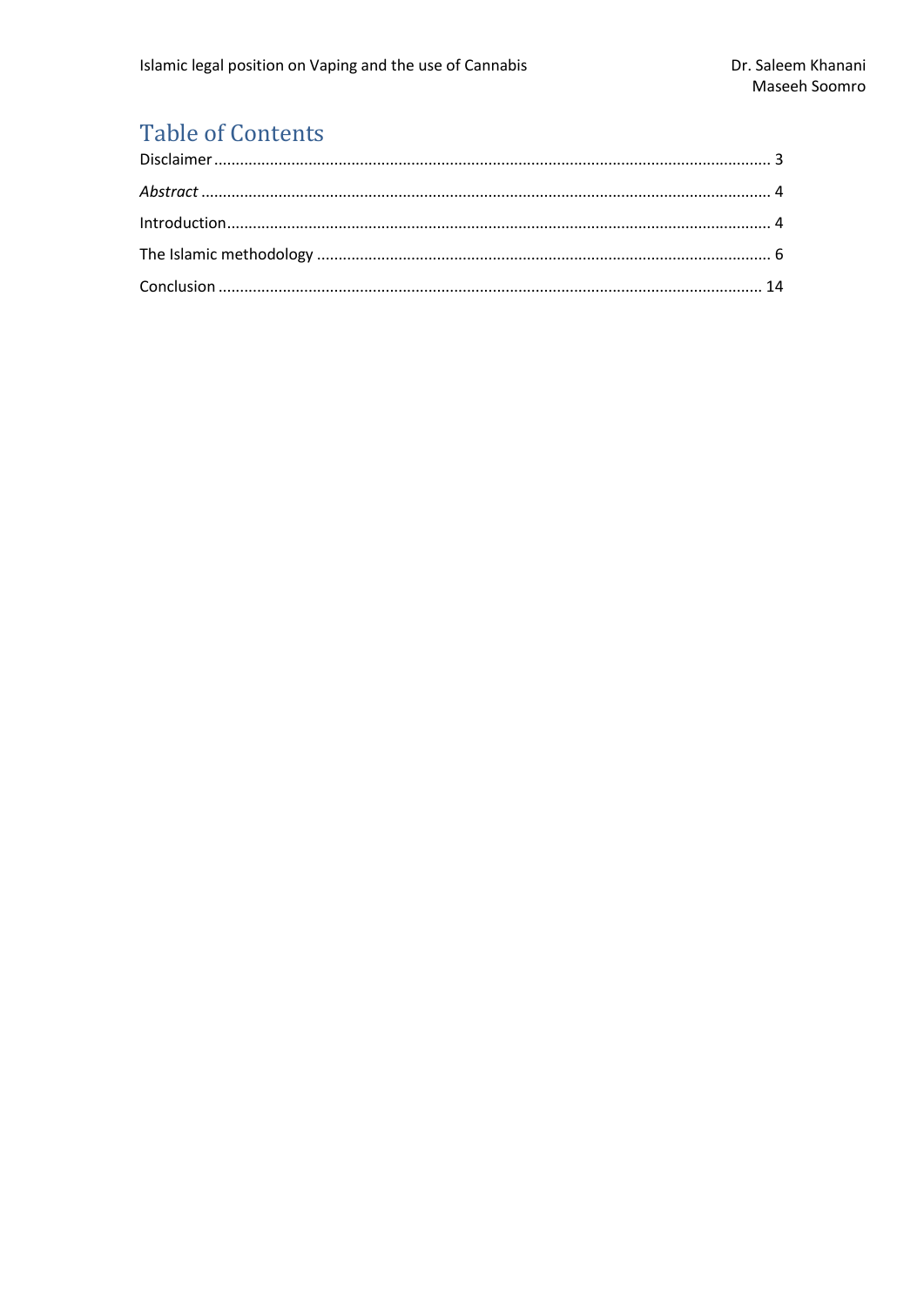# Table of Contents

Disclaimer ........................................................................................................................ 3

*Abstract* ........................................................................................................................... 4

Introduction....................................................................................................................... 4

The Islamic methodology .................................................................................................. 6

Conclusion ....................................................................................................................... 14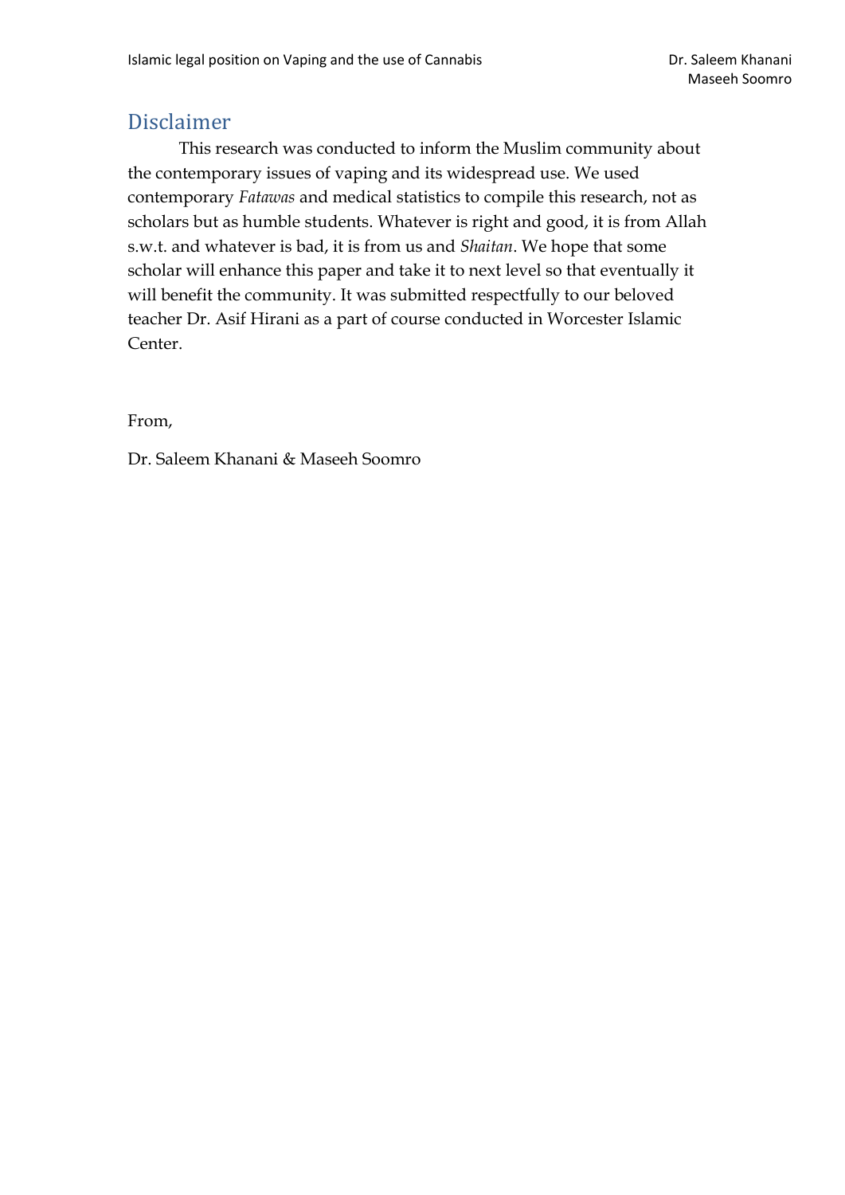## Disclaimer

This research was conducted to inform the Muslim community about the contemporary issues of vaping and its widespread use. We used contemporary *Fatawas* and medical statistics to compile this research, not as scholars but as humble students. Whatever is right and good, it is from Allah s.w.t. and whatever is bad, it is from us and *Shaitan*. We hope that some scholar will enhance this paper and take it to next level so that eventually it will benefit the community. It was submitted respectfully to our beloved teacher Dr. Asif Hirani as a part of course conducted in Worcester Islamic Center.

From,

Dr. Saleem Khanani & Maseeh Soomro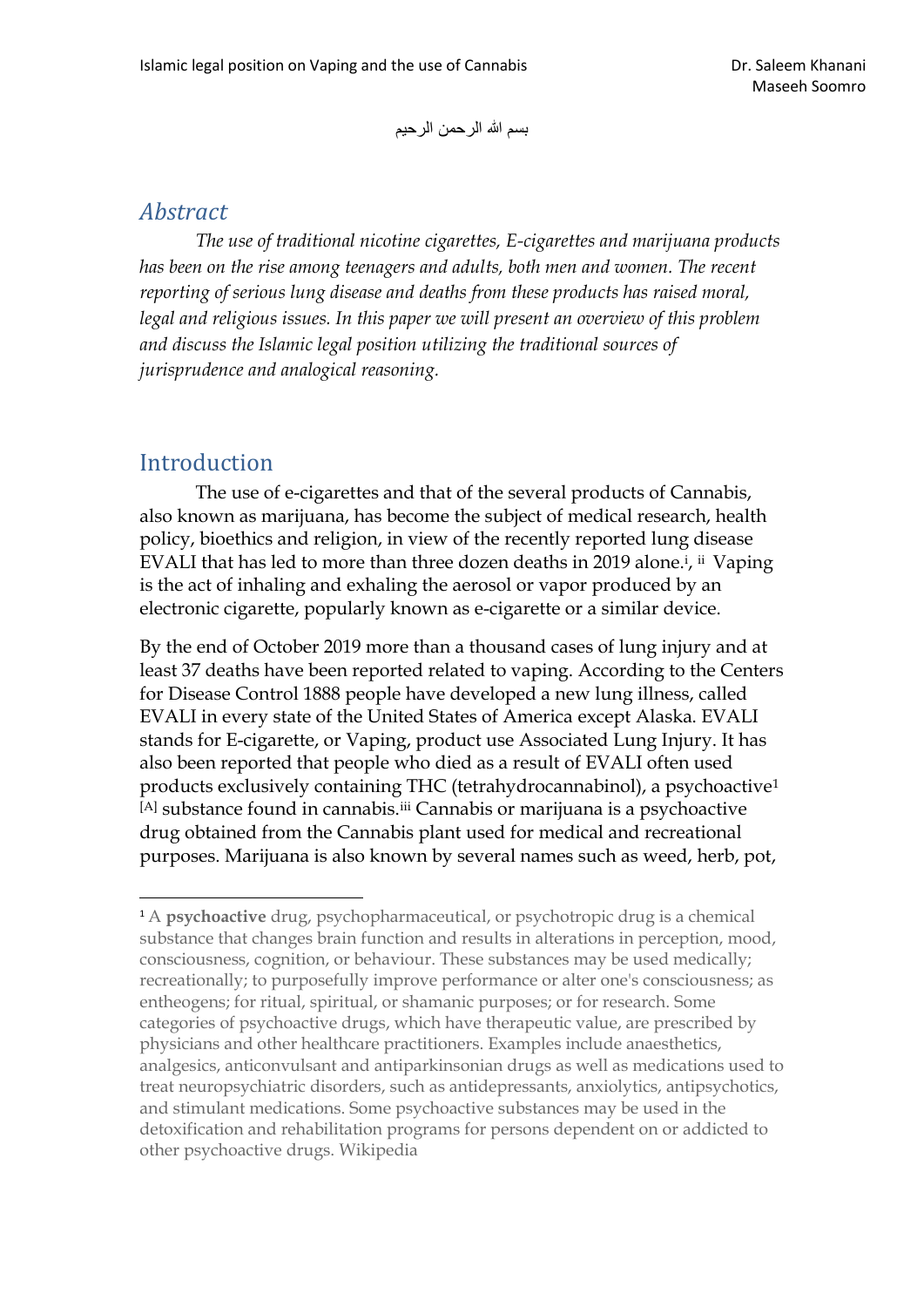بسم الله الرحمن الرحيم

## *Abstract*

*The use of traditional nicotine cigarettes, E-cigarettes and marijuana products has been on the rise among teenagers and adults, both men and women. The recent reporting of serious lung disease and deaths from these products has raised moral, legal and religious issues. In this paper we will present an overview of this problem and discuss the Islamic legal position utilizing the traditional sources of jurisprudence and analogical reasoning.*

## Introduction

The use of e-cigarettes and that of the several products of Cannabis, also known as marijuana, has become the subject of medical research, health policy, bioethics and religion, in view of the recently reported lung disease EVALI that has led to more than three dozen deaths in 2019 alone.[i], [ii] Vaping is the act of inhaling and exhaling the aerosol or vapor produced by an electronic cigarette, popularly known as e-cigarette or a similar device.

By the end of October 2019 more than a thousand cases of lung injury and at least 37 deaths have been reported related to vaping. According to the Centers for Disease Control 1888 people have developed a new lung illness, called EVALI in every state of the United States of America except Alaska. EVALI stands for E-cigarette, or Vaping, product use Associated Lung Injury. It has also been reported that people who died as a result of EVALI often used products exclusively containing THC (tetrahydrocannabinol), a psychoactive[1] [A] substance found in cannabis.[iii] Cannabis or marijuana is a psychoactive drug obtained from the Cannabis plant used for medical and recreational purposes. Marijuana is also known by several names such as weed, herb, pot,

---

[1] A **psychoactive** drug, psychopharmaceutical, or psychotropic drug is a chemical substance that changes brain function and results in alterations in perception, mood, consciousness, cognition, or behaviour. These substances may be used medically; recreationally; to purposefully improve performance or alter one's consciousness; as entheogens; for ritual, spiritual, or shamanic purposes; or for research. Some categories of psychoactive drugs, which have therapeutic value, are prescribed by physicians and other healthcare practitioners. Examples include anaesthetics, analgesics, anticonvulsant and antiparkinsonian drugs as well as medications used to treat neuropsychiatric disorders, such as antidepressants, anxiolytics, antipsychotics, and stimulant medications. Some psychoactive substances may be used in the detoxification and rehabilitation programs for persons dependent on or addicted to other psychoactive drugs. Wikipedia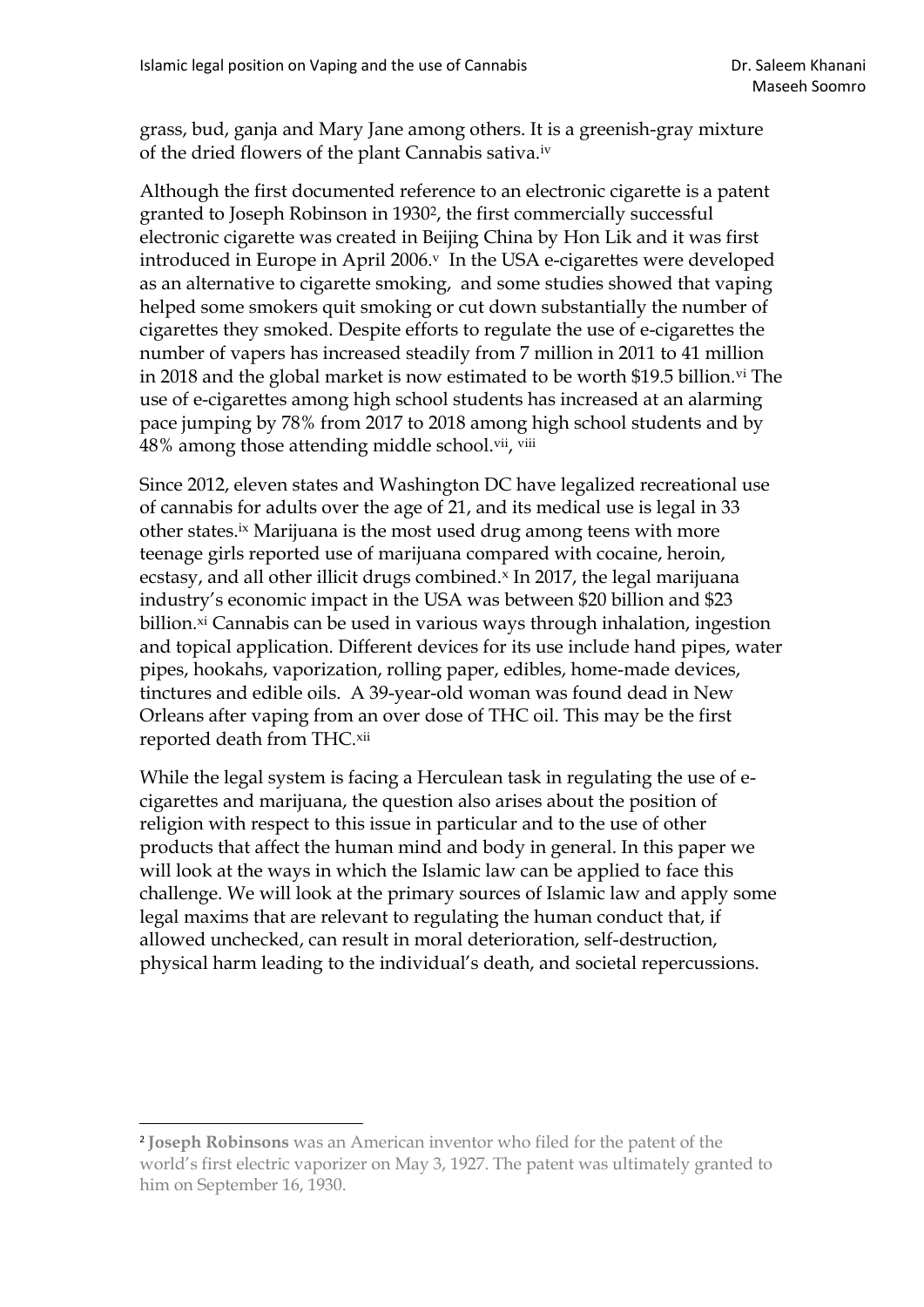grass, bud, ganja and Mary Jane among others. It is a greenish-gray mixture of the dried flowers of the plant Cannabis sativa.[iv]

Although the first documented reference to an electronic cigarette is a patent granted to Joseph Robinson in 1930[2], the first commercially successful electronic cigarette was created in Beijing China by Hon Lik and it was first introduced in Europe in April 2006.[v] In the USA e-cigarettes were developed as an alternative to cigarette smoking, and some studies showed that vaping helped some smokers quit smoking or cut down substantially the number of cigarettes they smoked. Despite efforts to regulate the use of e-cigarettes the number of vapers has increased steadily from 7 million in 2011 to 41 million in 2018 and the global market is now estimated to be worth $19.5 billion.[vi] The use of e-cigarettes among high school students has increased at an alarming pace jumping by 78% from 2017 to 2018 among high school students and by 48% among those attending middle school.[vii, viii]

Since 2012, eleven states and Washington DC have legalized recreational use of cannabis for adults over the age of 21, and its medical use is legal in 33 other states.[ix] Marijuana is the most used drug among teens with more teenage girls reported use of marijuana compared with cocaine, heroin, ecstasy, and all other illicit drugs combined.[x] In 2017, the legal marijuana industry's economic impact in the USA was between $20 billion and $23 billion.[xi] Cannabis can be used in various ways through inhalation, ingestion and topical application. Different devices for its use include hand pipes, water pipes, hookahs, vaporization, rolling paper, edibles, home-made devices, tinctures and edible oils. A 39-year-old woman was found dead in New Orleans after vaping from an over dose of THC oil. This may be the first reported death from THC.[xii]

While the legal system is facing a Herculean task in regulating the use of e-cigarettes and marijuana, the question also arises about the position of religion with respect to this issue in particular and to the use of other products that affect the human mind and body in general. In this paper we will look at the ways in which the Islamic law can be applied to face this challenge. We will look at the primary sources of Islamic law and apply some legal maxims that are relevant to regulating the human conduct that, if allowed unchecked, can result in moral deterioration, self-destruction, physical harm leading to the individual's death, and societal repercussions.

---

[2] **Joseph Robinsons** was an American inventor who filed for the patent of the world's first electric vaporizer on May 3, 1927. The patent was ultimately granted to him on September 16, 1930.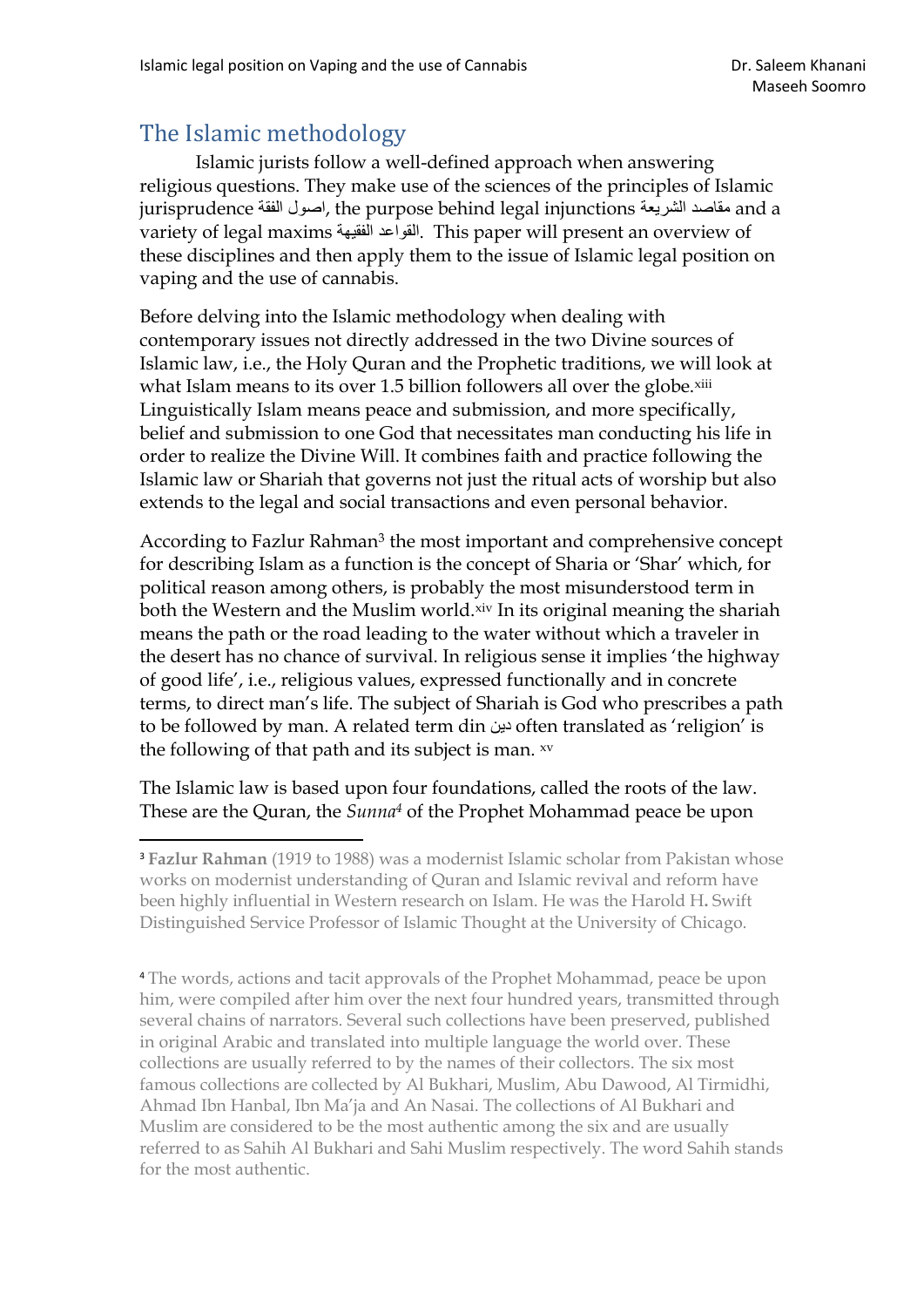## The Islamic methodology

Islamic jurists follow a well-defined approach when answering religious questions. They make use of the sciences of the principles of Islamic jurisprudence اصول الفقة, the purpose behind legal injunctions مقاصد الشريعة and a variety of legal maxims القواعد الفقيهة. This paper will present an overview of these disciplines and then apply them to the issue of Islamic legal position on vaping and the use of cannabis.

Before delving into the Islamic methodology when dealing with contemporary issues not directly addressed in the two Divine sources of Islamic law, i.e., the Holy Quran and the Prophetic traditions, we will look at what Islam means to its over 1.5 billion followers all over the globe.[xiii] Linguistically Islam means peace and submission, and more specifically, belief and submission to one God that necessitates man conducting his life in order to realize the Divine Will. It combines faith and practice following the Islamic law or Shariah that governs not just the ritual acts of worship but also extends to the legal and social transactions and even personal behavior.

According to Fazlur Rahman[3] the most important and comprehensive concept for describing Islam as a function is the concept of Sharia or 'Shar' which, for political reason among others, is probably the most misunderstood term in both the Western and the Muslim world.[xiv] In its original meaning the shariah means the path or the road leading to the water without which a traveler in the desert has no chance of survival. In religious sense it implies 'the highway of good life', i.e., religious values, expressed functionally and in concrete terms, to direct man's life. The subject of Shariah is God who prescribes a path to be followed by man. A related term din دين often translated as 'religion' is the following of that path and its subject is man. [xv]

The Islamic law is based upon four foundations, called the roots of the law. These are the Quran, the *Sunna*[4] of the Prophet Mohammad peace be upon

---

[3] **Fazlur Rahman** (1919 to 1988) was a modernist Islamic scholar from Pakistan whose works on modernist understanding of Quran and Islamic revival and reform have been highly influential in Western research on Islam. He was the Harold H. Swift Distinguished Service Professor of Islamic Thought at the University of Chicago.

[4] The words, actions and tacit approvals of the Prophet Mohammad, peace be upon him, were compiled after him over the next four hundred years, transmitted through several chains of narrators. Several such collections have been preserved, published in original Arabic and translated into multiple language the world over. These collections are usually referred to by the names of their collectors. The six most famous collections are collected by Al Bukhari, Muslim, Abu Dawood, Al Tirmidhi, Ahmad Ibn Hanbal, Ibn Ma'ja and An Nasai. The collections of Al Bukhari and Muslim are considered to be the most authentic among the six and are usually referred to as Sahih Al Bukhari and Sahi Muslim respectively. The word Sahih stands for the most authentic.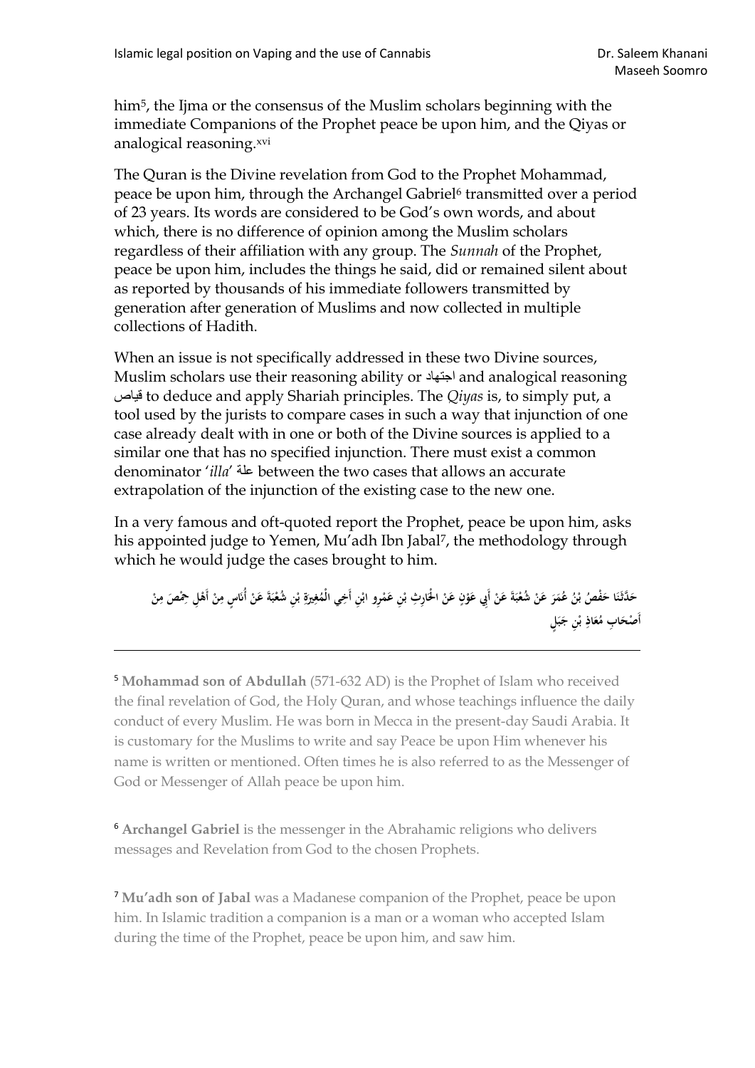him[5], the Ijma or the consensus of the Muslim scholars beginning with the immediate Companions of the Prophet peace be upon him, and the Qiyas or analogical reasoning.[xvi]

The Quran is the Divine revelation from God to the Prophet Mohammad, peace be upon him, through the Archangel Gabriel[6] transmitted over a period of 23 years. Its words are considered to be God's own words, and about which, there is no difference of opinion among the Muslim scholars regardless of their affiliation with any group. The *Sunnah* of the Prophet, peace be upon him, includes the things he said, did or remained silent about as reported by thousands of his immediate followers transmitted by generation after generation of Muslims and now collected in multiple collections of Hadith.

When an issue is not specifically addressed in these two Divine sources, Muslim scholars use their reasoning ability or اجتهاد and analogical reasoning قياص to deduce and apply Shariah principles. The *Qiyas* is, to simply put, a tool used by the jurists to compare cases in such a way that injunction of one case already dealt with in one or both of the Divine sources is applied to a similar one that has no specified injunction. There must exist a common denominator '*illa*' علة between the two cases that allows an accurate extrapolation of the injunction of the existing case to the new one.

In a very famous and oft-quoted report the Prophet, peace be upon him, asks his appointed judge to Yemen, Mu'adh Ibn Jabal[7], the methodology through which he would judge the cases brought to him.

حَدَّثَنَا حَفْصُ بْنُ عُمَرَ عَنْ شُعْبَةَ عَنْ أَبِي عَوْنٍ عَنْ الْحَارِثِ بْنِ عَمْرٍو ابْنِ أَخِي الْمُغِيرَةِ بْنِ شُعْبَةَ عَنْ أُنَاسٍ مِنْ أَهْلِ حِمْصَ مِنْ أَصْحَابِ مُعَاذِ بْنِ جَبَلٍ

---

[5] **Mohammad son of Abdullah** (571-632 AD) is the Prophet of Islam who received the final revelation of God, the Holy Quran, and whose teachings influence the daily conduct of every Muslim. He was born in Mecca in the present-day Saudi Arabia. It is customary for the Muslims to write and say Peace be upon Him whenever his name is written or mentioned. Often times he is also referred to as the Messenger of God or Messenger of Allah peace be upon him.

[6] **Archangel Gabriel** is the messenger in the Abrahamic religions who delivers messages and Revelation from God to the chosen Prophets.

[7] **Mu'adh son of Jabal** was a Madanese companion of the Prophet, peace be upon him. In Islamic tradition a companion is a man or a woman who accepted Islam during the time of the Prophet, peace be upon him, and saw him.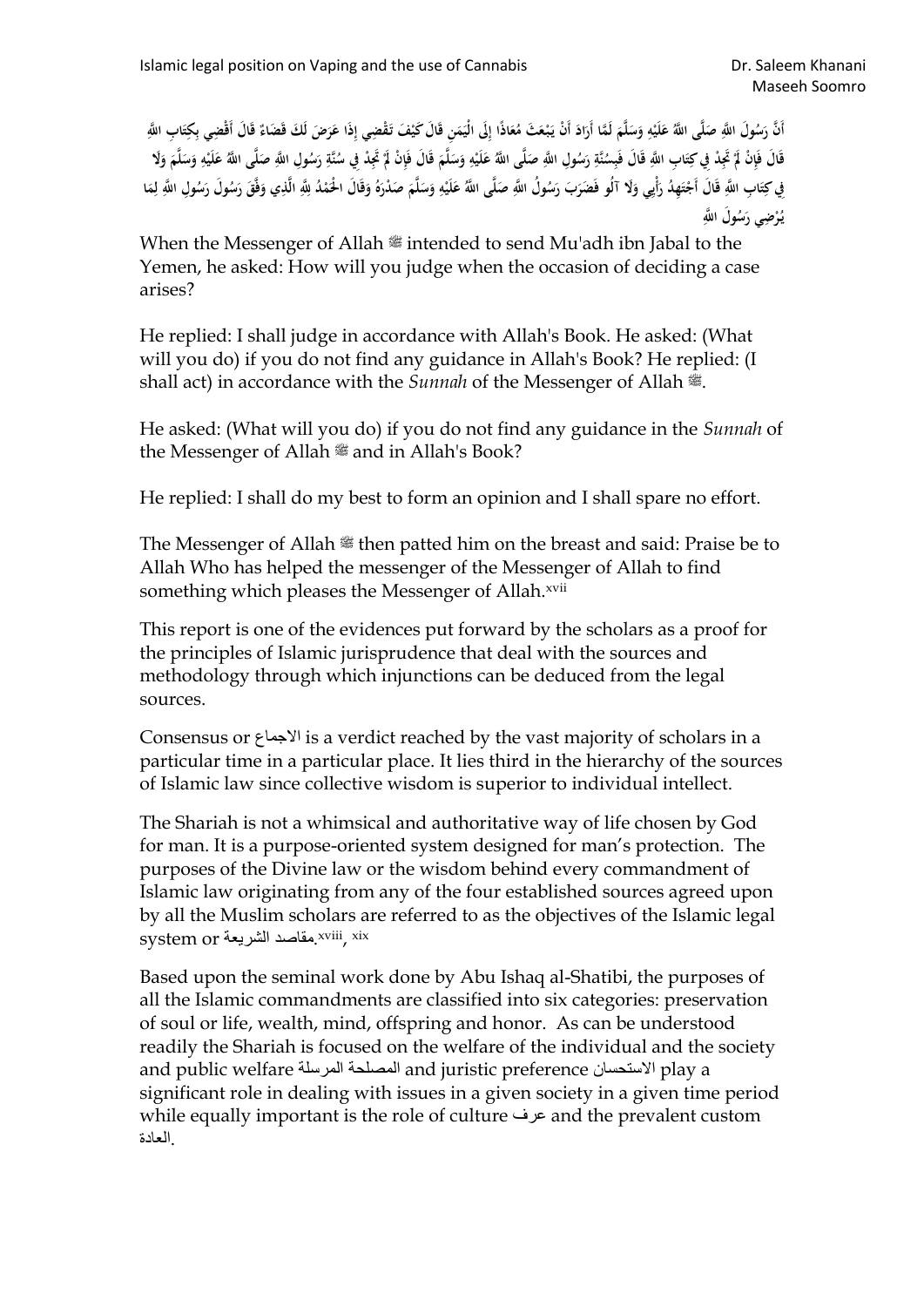أَنَّ رَسُولَ اللَّهِ صَلَّى اللَّهُ عَلَيْهِ وَسَلَّمَ لَمَّا أَرَادَ أَنْ يَبْعَثَ مُعَاذًا إِلَى الْيَمَنِ قَالَ كَيْفَ تَقْضِي إِذَا عَرَضَ لَكَ قَضَاءٌ قَالَ أَقْضِي بِكِتَابِ اللَّهِ قَالَ فَإِنْ لَمْ تَجِدْ فِي كِتَابِ اللَّهِ قَالَ فَبِسُنَّةِ رَسُولِ اللَّهِ صَلَّى اللَّهُ عَلَيْهِ وَسَلَّمَ قَالَ فَإِنْ لَمْ تَجِدْ فِي سُنَّةِ رَسُولِ اللَّهِ صَلَّى اللَّهُ عَلَيْهِ وَسَلَّمَ وَلَا فِي كِتَابِ اللَّهِ قَالَ أَجْتَهِدُ رَأْيِي وَلَا آلُو فَضَرَبَ رَسُولُ اللَّهِ صَلَّى اللَّهُ عَلَيْهِ وَسَلَّمَ صَدْرَهُ وَقَالَ الْحَمْدُ لِلَّهِ الَّذِي وَفَّقَ رَسُولَ رَسُولِ اللَّهِ لِمَا يُرْضِي رَسُولَ اللَّهِ

When the Messenger of Allah ﷺ intended to send Mu'adh ibn Jabal to the Yemen, he asked: How will you judge when the occasion of deciding a case arises?

He replied: I shall judge in accordance with Allah's Book. He asked: (What will you do) if you do not find any guidance in Allah's Book? He replied: (I shall act) in accordance with the *Sunnah* of the Messenger of Allah ﷺ.

He asked: (What will you do) if you do not find any guidance in the *Sunnah* of the Messenger of Allah ﷺ and in Allah's Book?

He replied: I shall do my best to form an opinion and I shall spare no effort.

The Messenger of Allah ﷺ then patted him on the breast and said: Praise be to Allah Who has helped the messenger of the Messenger of Allah to find something which pleases the Messenger of Allah.[xvii]

This report is one of the evidences put forward by the scholars as a proof for the principles of Islamic jurisprudence that deal with the sources and methodology through which injunctions can be deduced from the legal sources.

Consensus or الاجماع is a verdict reached by the vast majority of scholars in a particular time in a particular place. It lies third in the hierarchy of the sources of Islamic law since collective wisdom is superior to individual intellect.

The Shariah is not a whimsical and authoritative way of life chosen by God for man. It is a purpose-oriented system designed for man's protection. The purposes of the Divine law or the wisdom behind every commandment of Islamic law originating from any of the four established sources agreed upon by all the Muslim scholars are referred to as the objectives of the Islamic legal system or مقاصد الشريعة.[xviii], [xix]

Based upon the seminal work done by Abu Ishaq al-Shatibi, the purposes of all the Islamic commandments are classified into six categories: preservation of soul or life, wealth, mind, offspring and honor. As can be understood readily the Shariah is focused on the welfare of the individual and the society and public welfare المصلحة المرسلة and juristic preference الاستحسان play a significant role in dealing with issues in a given society in a given time period while equally important is the role of culture عرف and the prevalent custom العادة.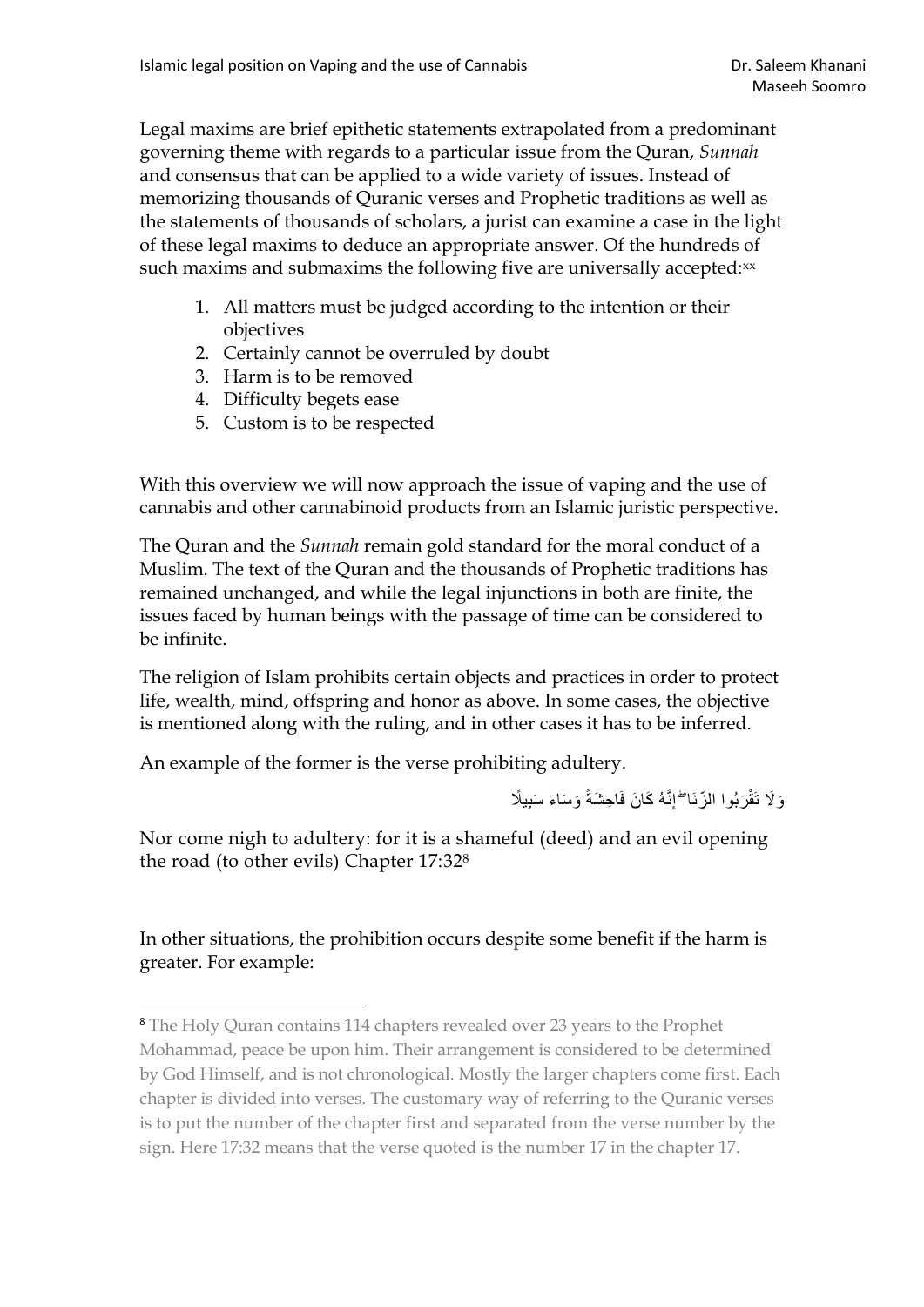Legal maxims are brief epithetic statements extrapolated from a predominant governing theme with regards to a particular issue from the Quran, *Sunnah* and consensus that can be applied to a wide variety of issues. Instead of memorizing thousands of Quranic verses and Prophetic traditions as well as the statements of thousands of scholars, a jurist can examine a case in the light of these legal maxims to deduce an appropriate answer. Of the hundreds of such maxims and submaxims the following five are universally accepted:[xx]

1. All matters must be judged according to the intention or their objectives
2. Certainly cannot be overruled by doubt
3. Harm is to be removed
4. Difficulty begets ease
5. Custom is to be respected

With this overview we will now approach the issue of vaping and the use of cannabis and other cannabinoid products from an Islamic juristic perspective.

The Quran and the *Sunnah* remain gold standard for the moral conduct of a Muslim. The text of the Quran and the thousands of Prophetic traditions has remained unchanged, and while the legal injunctions in both are finite, the issues faced by human beings with the passage of time can be considered to be infinite.

The religion of Islam prohibits certain objects and practices in order to protect life, wealth, mind, offspring and honor as above. In some cases, the objective is mentioned along with the ruling, and in other cases it has to be inferred.

An example of the former is the verse prohibiting adultery.

وَلَا تَقْرَبُوا الزِّنَا ۖ إِنَّهُ كَانَ فَاحِشَةً وَسَاءَ سَبِيلًا

Nor come nigh to adultery: for it is a shameful (deed) and an evil opening the road (to other evils) Chapter 17:32[8]

In other situations, the prohibition occurs despite some benefit if the harm is greater. For example:

[8] The Holy Quran contains 114 chapters revealed over 23 years to the Prophet Mohammad, peace be upon him. Their arrangement is considered to be determined by God Himself, and is not chronological. Mostly the larger chapters come first. Each chapter is divided into verses. The customary way of referring to the Quranic verses is to put the number of the chapter first and separated from the verse number by the sign. Here 17:32 means that the verse quoted is the number 17 in the chapter 17.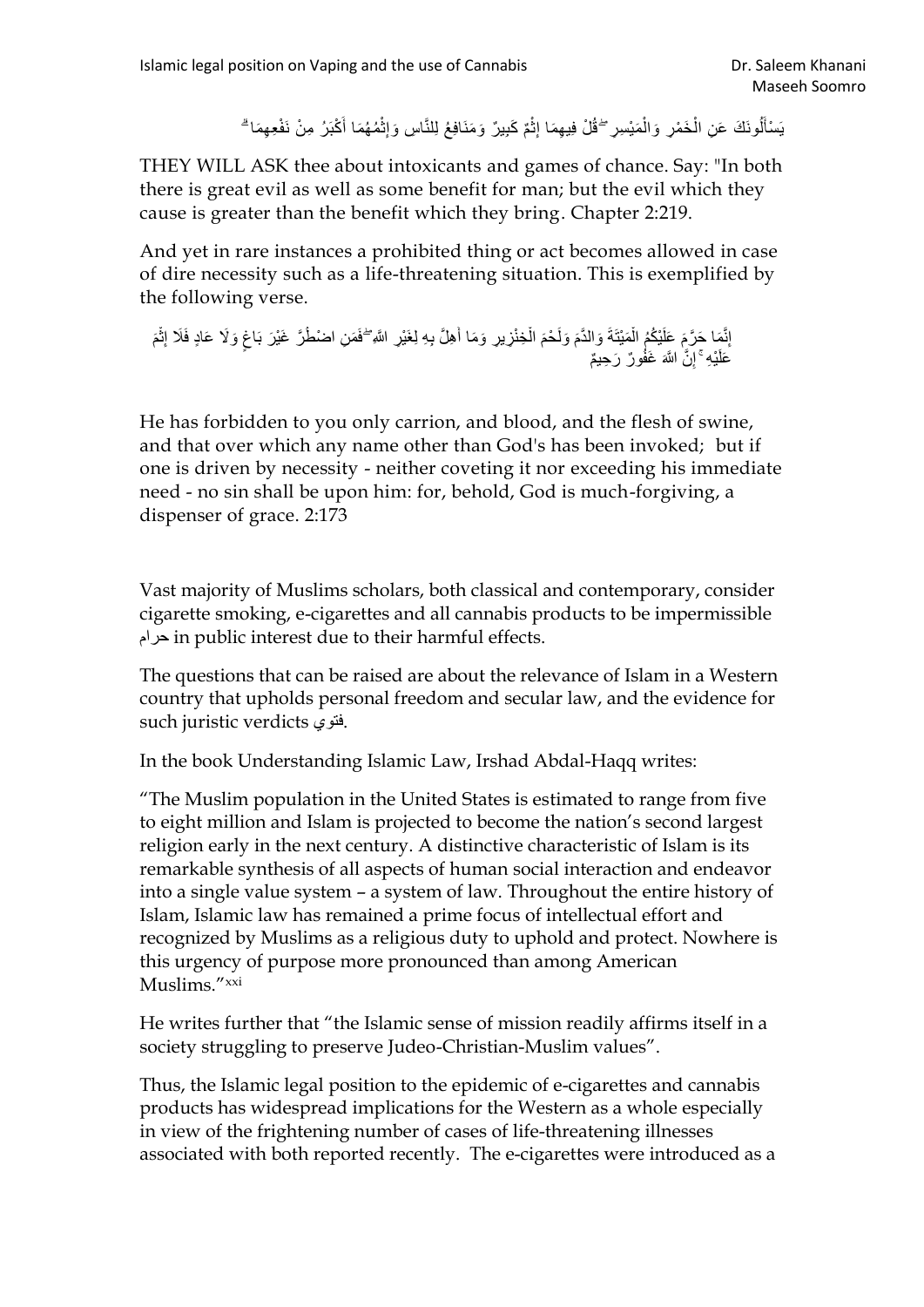يَسْأَلُونَكَ عَنِ الْخَمْرِ وَالْمَيْسِرِ ۖ قُلْ فِيهِمَا إِثْمٌ كَبِيرٌ وَمَنَافِعُ لِلنَّاسِ وَإِثْمُهُمَا أَكْبَرُ مِنْ نَفْعِهِمَا ۗ

THEY WILL ASK thee about intoxicants and games of chance. Say: "In both there is great evil as well as some benefit for man; but the evil which they cause is greater than the benefit which they bring. Chapter 2:219.

And yet in rare instances a prohibited thing or act becomes allowed in case of dire necessity such as a life-threatening situation. This is exemplified by the following verse.

إِنَّمَا حَرَّمَ عَلَيْكُمُ الْمَيْتَةَ وَالدَّمَ وَلَحْمَ الْخِنْزِيرِ وَمَا أُهِلَّ بِهِ لِغَيْرِ اللَّهِ ۖ فَمَنِ اضْطُرَّ غَيْرَ بَاغٍ وَلَا عَادٍ فَلَا إِثْمَ عَلَيْهِ ۚ إِنَّ اللَّهَ غَفُورٌ رَحِيمٌ

He has forbidden to you only carrion, and blood, and the flesh of swine, and that over which any name other than God's has been invoked; but if one is driven by necessity - neither coveting it nor exceeding his immediate need - no sin shall be upon him: for, behold, God is much-forgiving, a dispenser of grace. 2:173

Vast majority of Muslims scholars, both classical and contemporary, consider cigarette smoking, e-cigarettes and all cannabis products to be impermissible حرام in public interest due to their harmful effects.

The questions that can be raised are about the relevance of Islam in a Western country that upholds personal freedom and secular law, and the evidence for such juristic verdicts فتوي.

In the book Understanding Islamic Law, Irshad Abdal-Haqq writes:

"The Muslim population in the United States is estimated to range from five to eight million and Islam is projected to become the nation's second largest religion early in the next century. A distinctive characteristic of Islam is its remarkable synthesis of all aspects of human social interaction and endeavor into a single value system – a system of law. Throughout the entire history of Islam, Islamic law has remained a prime focus of intellectual effort and recognized by Muslims as a religious duty to uphold and protect. Nowhere is this urgency of purpose more pronounced than among American Muslims."[xxi]

He writes further that "the Islamic sense of mission readily affirms itself in a society struggling to preserve Judeo-Christian-Muslim values".

Thus, the Islamic legal position to the epidemic of e-cigarettes and cannabis products has widespread implications for the Western as a whole especially in view of the frightening number of cases of life-threatening illnesses associated with both reported recently. The e-cigarettes were introduced as a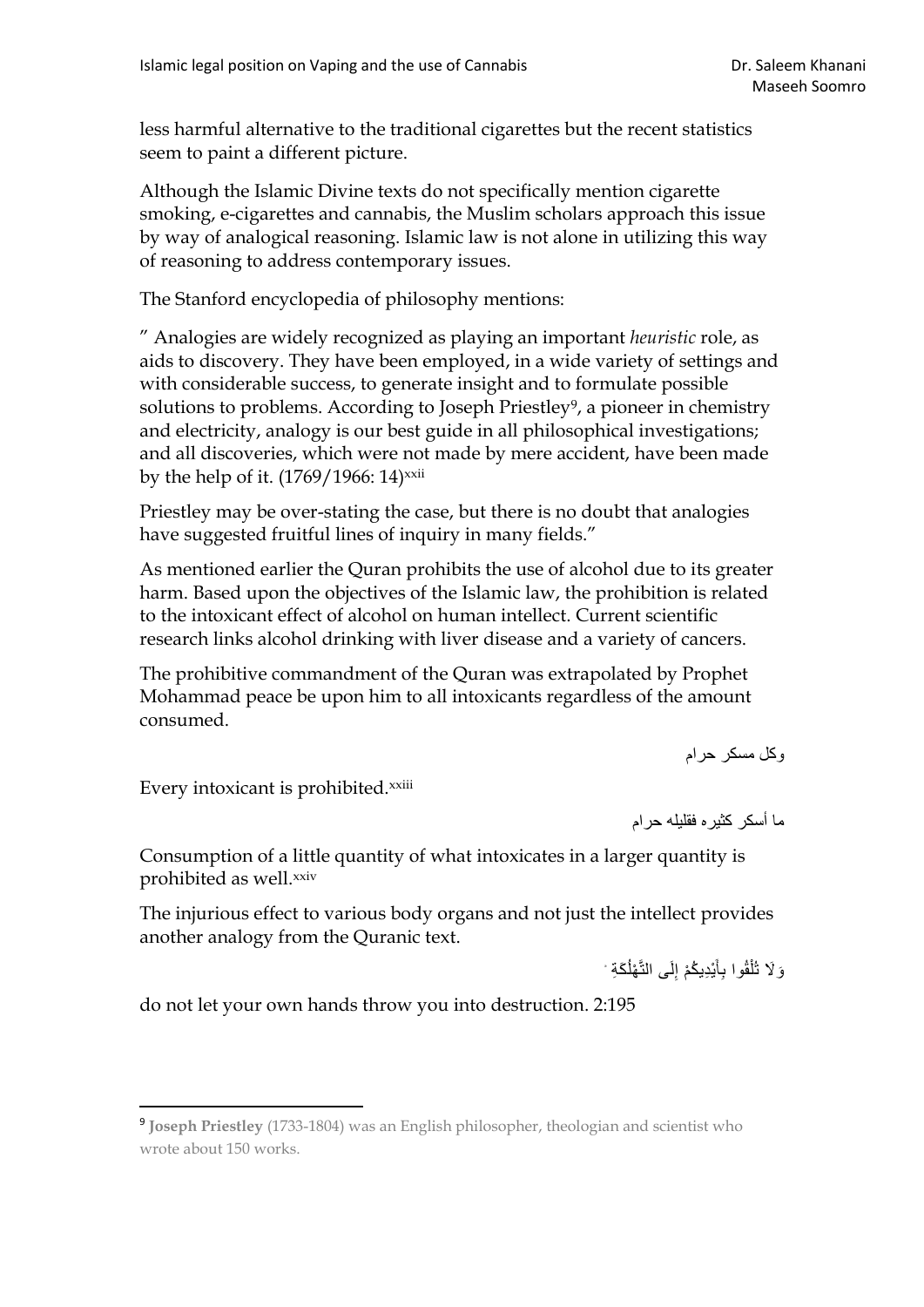less harmful alternative to the traditional cigarettes but the recent statistics seem to paint a different picture.

Although the Islamic Divine texts do not specifically mention cigarette smoking, e-cigarettes and cannabis, the Muslim scholars approach this issue by way of analogical reasoning. Islamic law is not alone in utilizing this way of reasoning to address contemporary issues.

The Stanford encyclopedia of philosophy mentions:

" Analogies are widely recognized as playing an important *heuristic* role, as aids to discovery. They have been employed, in a wide variety of settings and with considerable success, to generate insight and to formulate possible solutions to problems. According to Joseph Priestley[9], a pioneer in chemistry and electricity, analogy is our best guide in all philosophical investigations; and all discoveries, which were not made by mere accident, have been made by the help of it. (1769/1966: 14)[xxii]

Priestley may be over-stating the case, but there is no doubt that analogies have suggested fruitful lines of inquiry in many fields."

As mentioned earlier the Quran prohibits the use of alcohol due to its greater harm. Based upon the objectives of the Islamic law, the prohibition is related to the intoxicant effect of alcohol on human intellect. Current scientific research links alcohol drinking with liver disease and a variety of cancers.

The prohibitive commandment of the Quran was extrapolated by Prophet Mohammad peace be upon him to all intoxicants regardless of the amount consumed.

وكل مسكر حرام

Every intoxicant is prohibited.[xxiii]

ما أسكر كثيره فقليله حرام

Consumption of a little quantity of what intoxicates in a larger quantity is prohibited as well.[xxiv]

The injurious effect to various body organs and not just the intellect provides another analogy from the Quranic text.

وَلَا تُلْقُوا بِأَيْدِيكُمْ إِلَى التَّهْلُكَةِ ۛ

do not let your own hands throw you into destruction. 2:195

[9] **Joseph Priestley** (1733-1804) was an English philosopher, theologian and scientist who wrote about 150 works.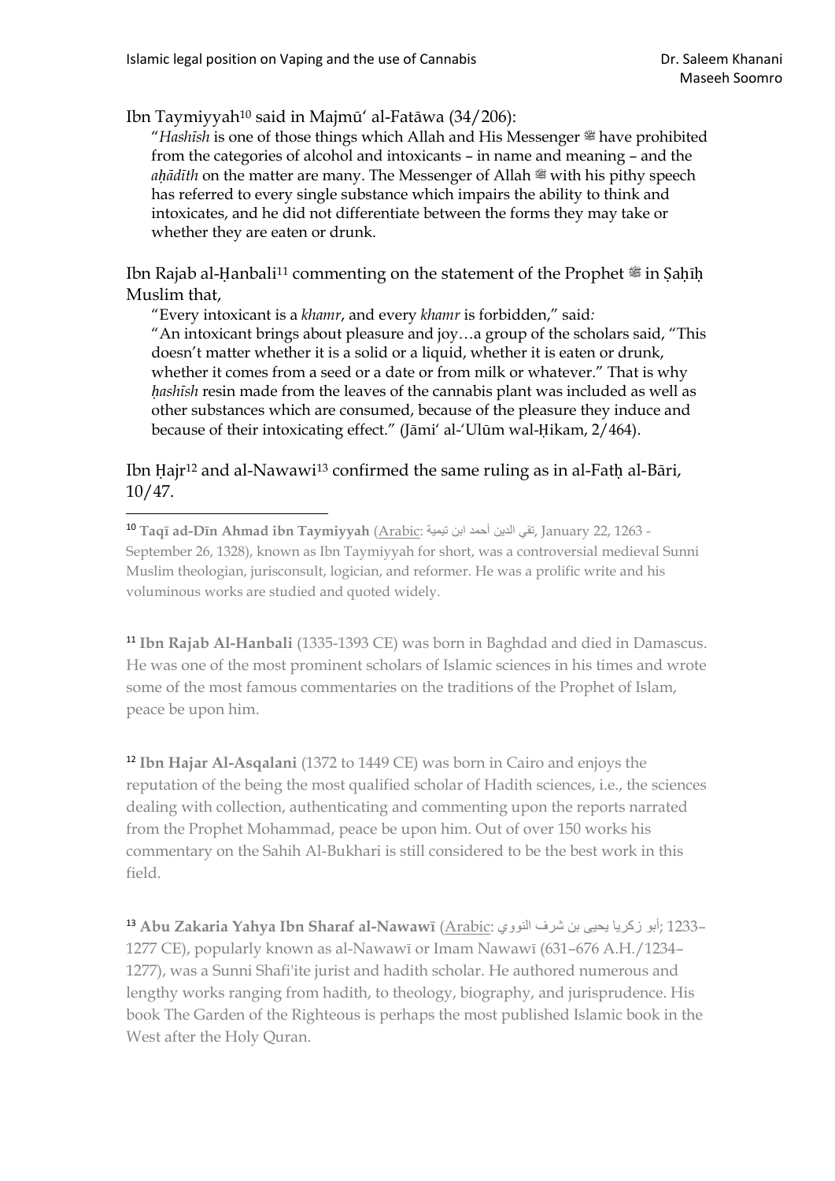Ibn Taymiyyah[10] said in Majmū' al-Fatāwa (34/206):

> "*Hashīsh* is one of those things which Allah and His Messenger ﷺ have prohibited from the categories of alcohol and intoxicants – in name and meaning – and the *aḥādīth* on the matter are many. The Messenger of Allah ﷺ with his pithy speech has referred to every single substance which impairs the ability to think and intoxicates, and he did not differentiate between the forms they may take or whether they are eaten or drunk.

Ibn Rajab al-Ḥanbali[11] commenting on the statement of the Prophet ﷺ in Ṣaḥīḥ Muslim that,

> "Every intoxicant is a *khamr*, and every *khamr* is forbidden," said:
> "An intoxicant brings about pleasure and joy…a group of the scholars said, "This doesn't matter whether it is a solid or a liquid, whether it is eaten or drunk, whether it comes from a seed or a date or from milk or whatever." That is why *ḥashīsh* resin made from the leaves of the cannabis plant was included as well as other substances which are consumed, because of the pleasure they induce and because of their intoxicating effect." (Jāmi' al-'Ulūm wal-Ḥikam, 2/464).

Ibn Ḥajr[12] and al-Nawawi[13] confirmed the same ruling as in al-Fatḥ al-Bāri, 10/47.

---

[10] **Taqī ad-Dīn Ahmad ibn Taymiyyah** (Arabic: تقي الدين أحمد ابن تيمية, January 22, 1263 - September 26, 1328), known as Ibn Taymiyyah for short, was a controversial medieval Sunni Muslim theologian, jurisconsult, logician, and reformer. He was a prolific write and his voluminous works are studied and quoted widely.

[11] **Ibn Rajab Al-Hanbali** (1335-1393 CE) was born in Baghdad and died in Damascus. He was one of the most prominent scholars of Islamic sciences in his times and wrote some of the most famous commentaries on the traditions of the Prophet of Islam, peace be upon him.

[12] **Ibn Hajar Al-Asqalani** (1372 to 1449 CE) was born in Cairo and enjoys the reputation of the being the most qualified scholar of Hadith sciences, i.e., the sciences dealing with collection, authenticating and commenting upon the reports narrated from the Prophet Mohammad, peace be upon him. Out of over 150 works his commentary on the Sahih Al-Bukhari is still considered to be the best work in this field.

[13] **Abu Zakaria Yahya Ibn Sharaf al-Nawawī** (Arabic: أبو زكريا يحيى بن شرف النووي; 1233–1277 CE), popularly known as al-Nawawī or Imam Nawawī (631–676 A.H./1234–1277), was a Sunni Shafi'ite jurist and hadith scholar. He authored numerous and lengthy works ranging from hadith, to theology, biography, and jurisprudence. His book The Garden of the Righteous is perhaps the most published Islamic book in the West after the Holy Quran.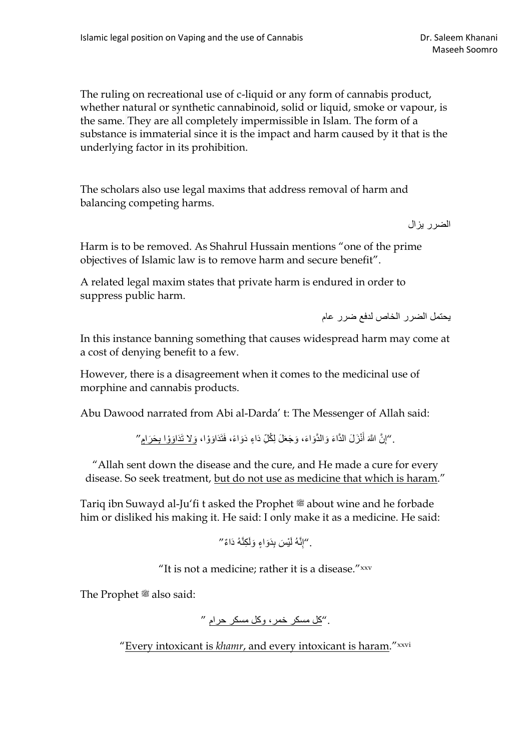The ruling on recreational use of c-liquid or any form of cannabis product, whether natural or synthetic cannabinoid, solid or liquid, smoke or vapour, is the same. They are all completely impermissible in Islam. The form of a substance is immaterial since it is the impact and harm caused by it that is the underlying factor in its prohibition.

The scholars also use legal maxims that address removal of harm and balancing competing harms.

الضرر يزال

Harm is to be removed. As Shahrul Hussain mentions "one of the prime objectives of Islamic law is to remove harm and secure benefit".

A related legal maxim states that private harm is endured in order to suppress public harm.

يحتمل الضرر الخاص لدفع ضرر عام

In this instance banning something that causes widespread harm may come at a cost of denying benefit to a few.

However, there is a disagreement when it comes to the medicinal use of morphine and cannabis products.

Abu Dawood narrated from Abi al-Darda' t: The Messenger of Allah said:

"إِنَّ اللَّهَ أَنْزَلَ الدَّاءَ وَالدَّوَاءَ، وَجَعَلَ لِكُلِّ دَاءٍ دَوَاءً، فَتَدَاوَوْا، وَلا تَدَاوَوْا بِحَرَامٍ".

"Allah sent down the disease and the cure, and He made a cure for every disease. So seek treatment, but do not use as medicine that which is haram."

Tariq ibn Suwayd al-Ju'fi t asked the Prophet ﷺ about wine and he forbade him or disliked his making it. He said: I only make it as a medicine. He said:

"إِنَّهُ لَيْسَ بِدَوَاءٍ وَلَكِنَّهُ دَاءٌ".

"It is not a medicine; rather it is a disease."[xxv]

The Prophet ﷺ also said:

"كل مسكر خمر، وكل مسكر حرام".

"Every intoxicant is *khamr*, and every intoxicant is haram."[xxvi]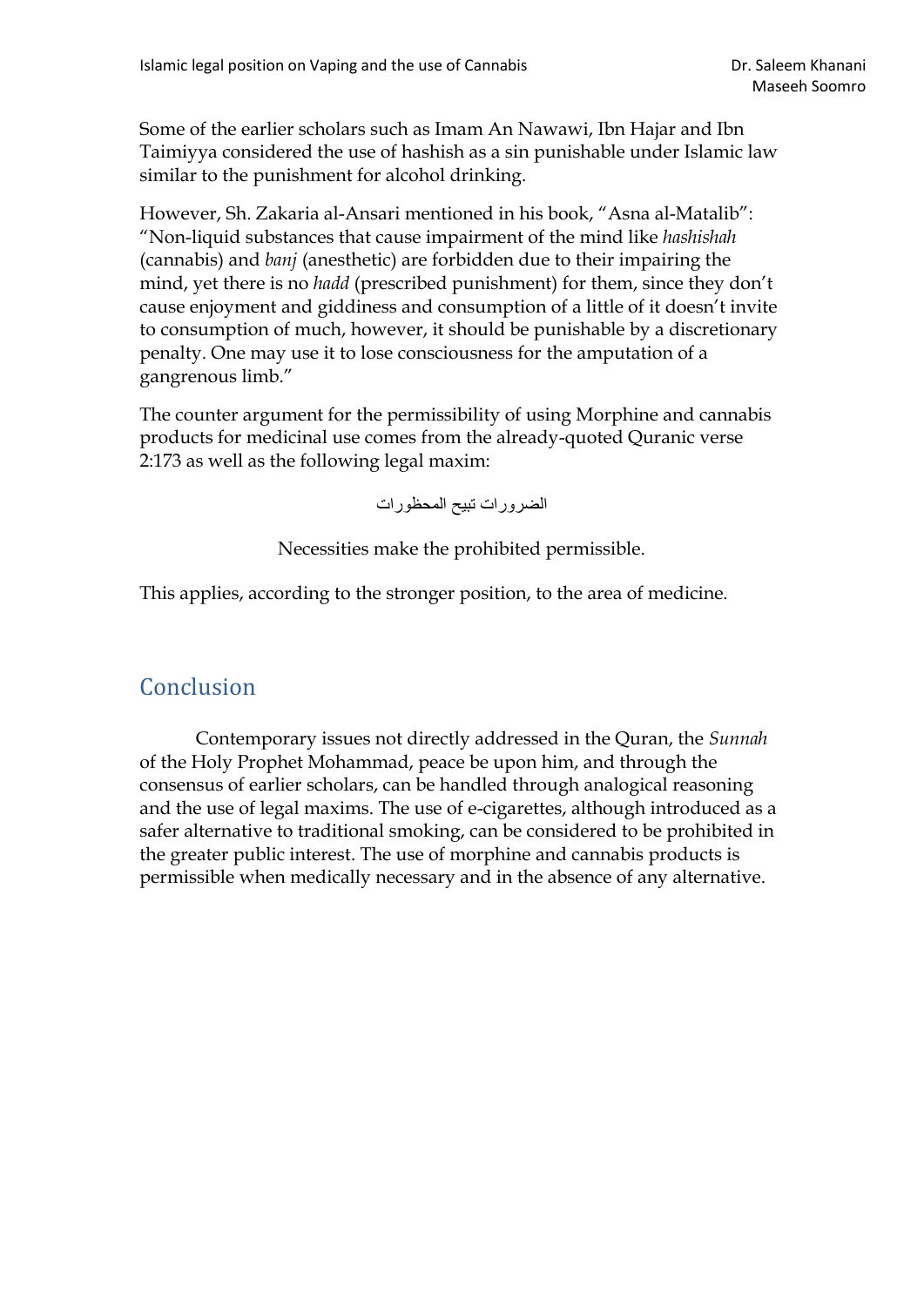Some of the earlier scholars such as Imam An Nawawi, Ibn Hajar and Ibn Taimiyya considered the use of hashish as a sin punishable under Islamic law similar to the punishment for alcohol drinking.

However, Sh. Zakaria al-Ansari mentioned in his book, "Asna al-Matalib": "Non-liquid substances that cause impairment of the mind like *hashishah* (cannabis) and *banj* (anesthetic) are forbidden due to their impairing the mind, yet there is no *hadd* (prescribed punishment) for them, since they don't cause enjoyment and giddiness and consumption of a little of it doesn't invite to consumption of much, however, it should be punishable by a discretionary penalty. One may use it to lose consciousness for the amputation of a gangrenous limb."

The counter argument for the permissibility of using Morphine and cannabis products for medicinal use comes from the already-quoted Quranic verse 2:173 as well as the following legal maxim:

الضرورات تبيح المحظورات

Necessities make the prohibited permissible.

This applies, according to the stronger position, to the area of medicine.

## Conclusion

Contemporary issues not directly addressed in the Quran, the *Sunnah* of the Holy Prophet Mohammad, peace be upon him, and through the consensus of earlier scholars, can be handled through analogical reasoning and the use of legal maxims. The use of e-cigarettes, although introduced as a safer alternative to traditional smoking, can be considered to be prohibited in the greater public interest. The use of morphine and cannabis products is permissible when medically necessary and in the absence of any alternative.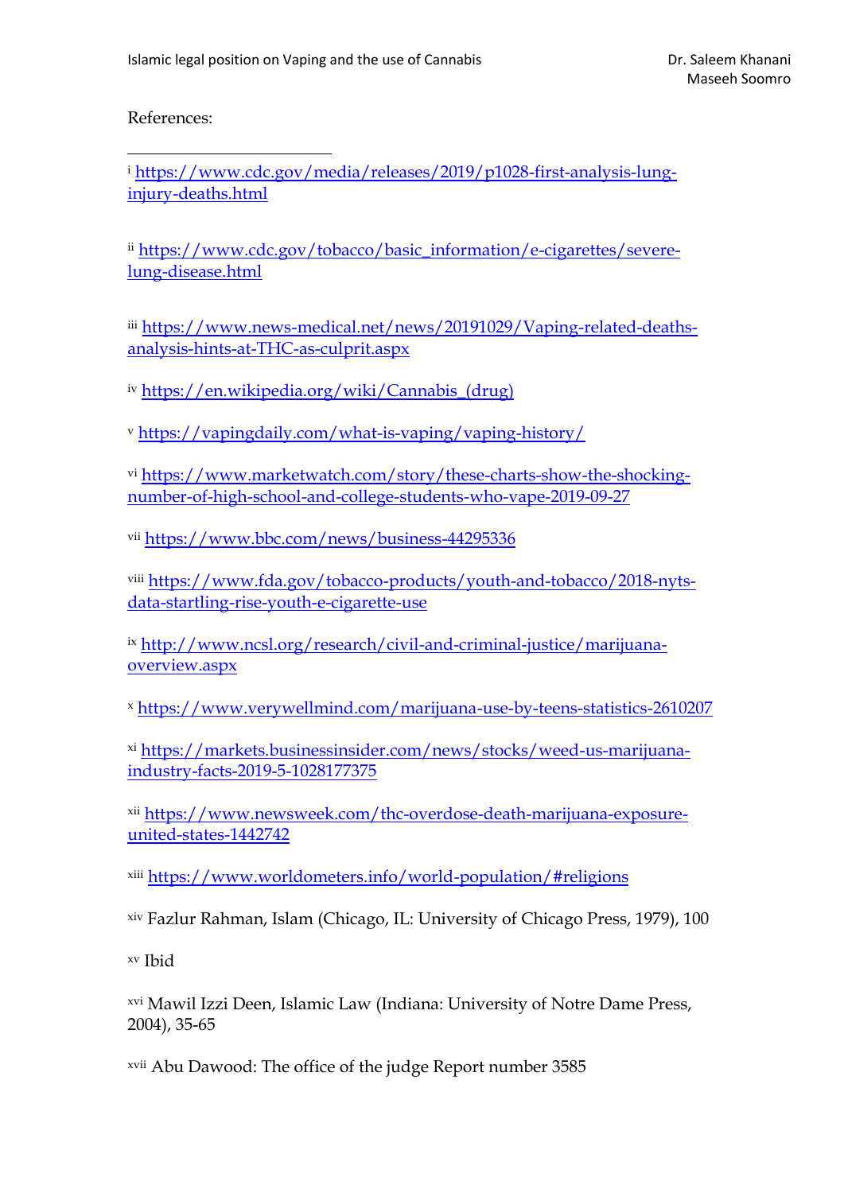References:

---

[i] https://www.cdc.gov/media/releases/2019/p1028-first-analysis-lung-injury-deaths.html

[ii] https://www.cdc.gov/tobacco/basic_information/e-cigarettes/severe-lung-disease.html

[iii] https://www.news-medical.net/news/20191029/Vaping-related-deaths-analysis-hints-at-THC-as-culprit.aspx

[iv] https://en.wikipedia.org/wiki/Cannabis_(drug)

[v] https://vapingdaily.com/what-is-vaping/vaping-history/

[vi] https://www.marketwatch.com/story/these-charts-show-the-shocking-number-of-high-school-and-college-students-who-vape-2019-09-27

[vii] https://www.bbc.com/news/business-44295336

[viii] https://www.fda.gov/tobacco-products/youth-and-tobacco/2018-nyts-data-startling-rise-youth-e-cigarette-use

[ix] http://www.ncsl.org/research/civil-and-criminal-justice/marijuana-overview.aspx

[x] https://www.verywellmind.com/marijuana-use-by-teens-statistics-2610207

[xi] https://markets.businessinsider.com/news/stocks/weed-us-marijuana-industry-facts-2019-5-1028177375

[xii] https://www.newsweek.com/thc-overdose-death-marijuana-exposure-united-states-1442742

[xiii] https://www.worldometers.info/world-population/#religions

[xiv] Fazlur Rahman, Islam (Chicago, IL: University of Chicago Press, 1979), 100

[xv] Ibid

[xvi] Mawil Izzi Deen, Islamic Law (Indiana: University of Notre Dame Press, 2004), 35-65

[xvii] Abu Dawood: The office of the judge Report number 3585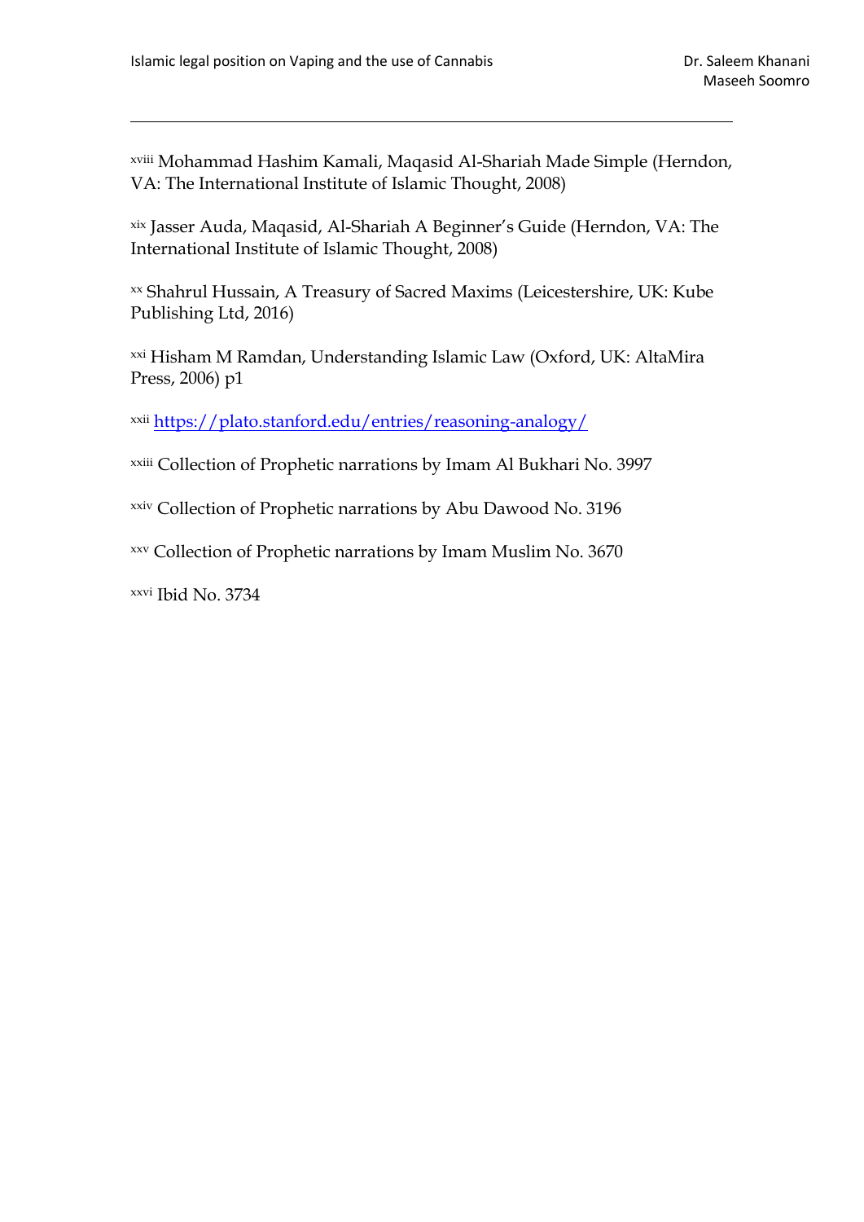[xviii] Mohammad Hashim Kamali, Maqasid Al-Shariah Made Simple (Herndon, VA: The International Institute of Islamic Thought, 2008)

[xix] Jasser Auda, Maqasid, Al-Shariah A Beginner's Guide (Herndon, VA: The International Institute of Islamic Thought, 2008)

[xx] Shahrul Hussain, A Treasury of Sacred Maxims (Leicestershire, UK: Kube Publishing Ltd, 2016)

[xxi] Hisham M Ramdan, Understanding Islamic Law (Oxford, UK: AltaMira Press, 2006) p1

[xxii] https://plato.stanford.edu/entries/reasoning-analogy/

[xxiii] Collection of Prophetic narrations by Imam Al Bukhari No. 3997

[xxiv] Collection of Prophetic narrations by Abu Dawood No. 3196

[xxv] Collection of Prophetic narrations by Imam Muslim No. 3670

[xxvi] Ibid No. 3734